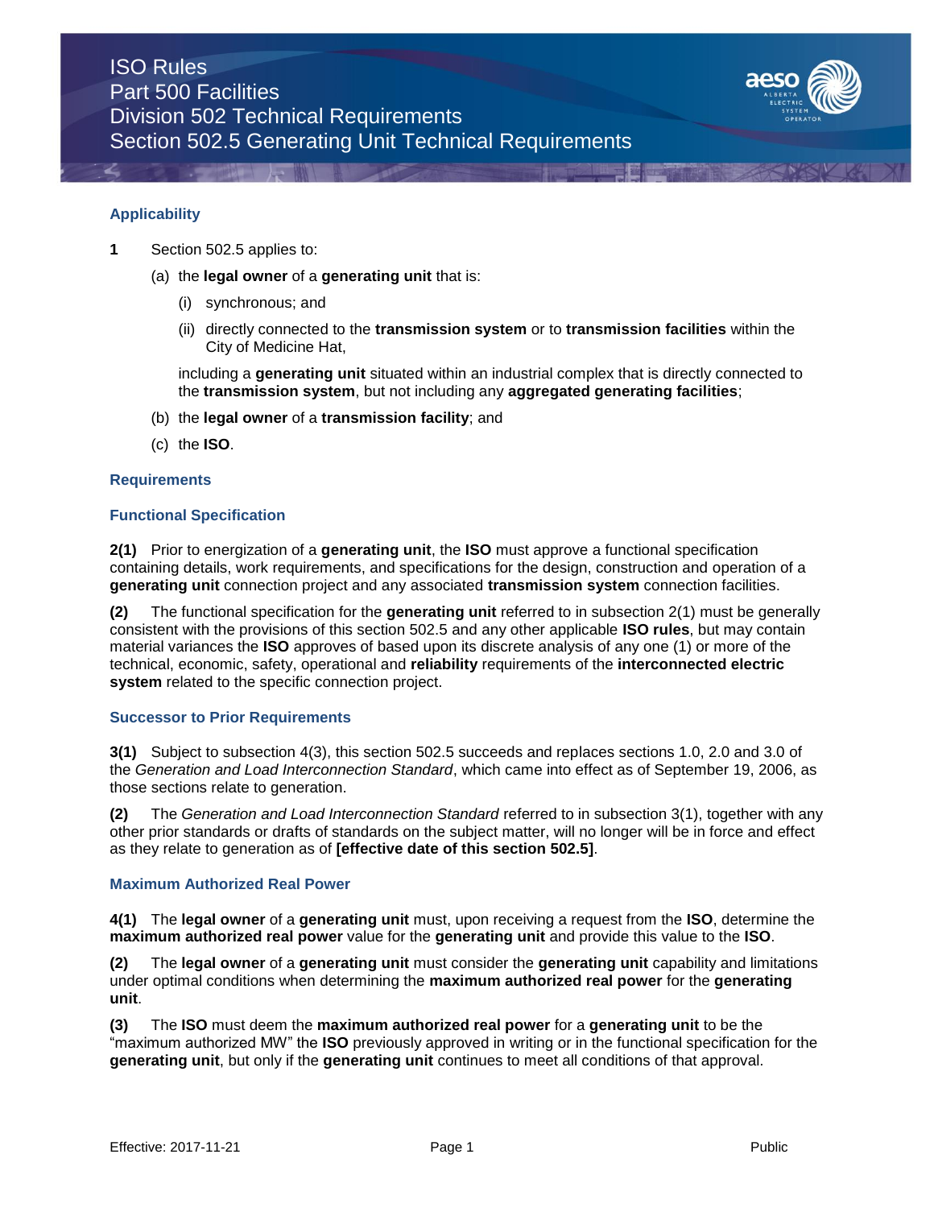# ISO Rules
# Part 500 Facilities
# Division 502 Technical Requirements
# Section 502.5 Generating Unit Technical Requirements

## Applicability

**1** Section 502.5 applies to:

(a) the **legal owner** of a **generating unit** that is:

(i) synchronous; and

(ii) directly connected to the **transmission system** or to **transmission facilities** within the City of Medicine Hat,

including a **generating unit** situated within an industrial complex that is directly connected to the **transmission system**, but not including any **aggregated generating facilities**;

(b) the **legal owner** of a **transmission facility**; and

(c) the **ISO**.

## Requirements

### Functional Specification

**2(1)** Prior to energization of a **generating unit**, the **ISO** must approve a functional specification containing details, work requirements, and specifications for the design, construction and operation of a **generating unit** connection project and any associated **transmission system** connection facilities.

**(2)** The functional specification for the **generating unit** referred to in subsection 2(1) must be generally consistent with the provisions of this section 502.5 and any other applicable **ISO rules**, but may contain material variances the **ISO** approves of based upon its discrete analysis of any one (1) or more of the technical, economic, safety, operational and **reliability** requirements of the **interconnected electric system** related to the specific connection project.

### Successor to Prior Requirements

**3(1)** Subject to subsection 4(3), this section 502.5 succeeds and replaces sections 1.0, 2.0 and 3.0 of the *Generation and Load Interconnection Standard*, which came into effect as of September 19, 2006, as those sections relate to generation.

**(2)** The *Generation and Load Interconnection Standard* referred to in subsection 3(1), together with any other prior standards or drafts of standards on the subject matter, will no longer will be in force and effect as they relate to generation as of **[effective date of this section 502.5]**.

### Maximum Authorized Real Power

**4(1)** The **legal owner** of a **generating unit** must, upon receiving a request from the **ISO**, determine the **maximum authorized real power** value for the **generating unit** and provide this value to the **ISO**.

**(2)** The **legal owner** of a **generating unit** must consider the **generating unit** capability and limitations under optimal conditions when determining the **maximum authorized real power** for the **generating unit**.

**(3)** The **ISO** must deem the **maximum authorized real power** for a **generating unit** to be the "maximum authorized MW" the **ISO** previously approved in writing or in the functional specification for the **generating unit**, but only if the **generating unit** continues to meet all conditions of that approval.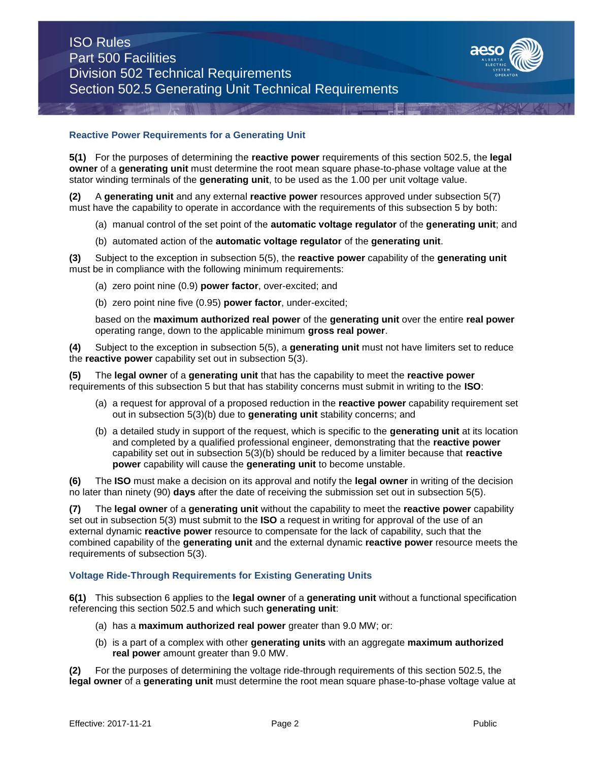### Reactive Power Requirements for a Generating Unit

**5(1)** For the purposes of determining the **reactive power** requirements of this section 502.5, the **legal owner** of a **generating unit** must determine the root mean square phase-to-phase voltage value at the stator winding terminals of the **generating unit**, to be used as the 1.00 per unit voltage value.

**(2)** A **generating unit** and any external **reactive power** resources approved under subsection 5(7) must have the capability to operate in accordance with the requirements of this subsection 5 by both:

(a) manual control of the set point of the **automatic voltage regulator** of the **generating unit**; and

(b) automated action of the **automatic voltage regulator** of the **generating unit**.

**(3)** Subject to the exception in subsection 5(5), the **reactive power** capability of the **generating unit** must be in compliance with the following minimum requirements:

(a) zero point nine (0.9) **power factor**, over-excited; and

(b) zero point nine five (0.95) **power factor**, under-excited;

based on the **maximum authorized real power** of the **generating unit** over the entire **real power** operating range, down to the applicable minimum **gross real power**.

**(4)** Subject to the exception in subsection 5(5), a **generating unit** must not have limiters set to reduce the **reactive power** capability set out in subsection 5(3).

**(5)** The **legal owner** of a **generating unit** that has the capability to meet the **reactive power** requirements of this subsection 5 but that has stability concerns must submit in writing to the **ISO**:

(a) a request for approval of a proposed reduction in the **reactive power** capability requirement set out in subsection 5(3)(b) due to **generating unit** stability concerns; and

(b) a detailed study in support of the request, which is specific to the **generating unit** at its location and completed by a qualified professional engineer, demonstrating that the **reactive power** capability set out in subsection 5(3)(b) should be reduced by a limiter because that **reactive power** capability will cause the **generating unit** to become unstable.

**(6)** The **ISO** must make a decision on its approval and notify the **legal owner** in writing of the decision no later than ninety (90) **days** after the date of receiving the submission set out in subsection 5(5).

**(7)** The **legal owner** of a **generating unit** without the capability to meet the **reactive power** capability set out in subsection 5(3) must submit to the **ISO** a request in writing for approval of the use of an external dynamic **reactive power** resource to compensate for the lack of capability, such that the combined capability of the **generating unit** and the external dynamic **reactive power** resource meets the requirements of subsection 5(3).

### Voltage Ride-Through Requirements for Existing Generating Units

**6(1)** This subsection 6 applies to the **legal owner** of a **generating unit** without a functional specification referencing this section 502.5 and which such **generating unit**:

(a) has a **maximum authorized real power** greater than 9.0 MW; or:

(b) is a part of a complex with other **generating units** with an aggregate **maximum authorized real power** amount greater than 9.0 MW.

**(2)** For the purposes of determining the voltage ride-through requirements of this section 502.5, the **legal owner** of a **generating unit** must determine the root mean square phase-to-phase voltage value at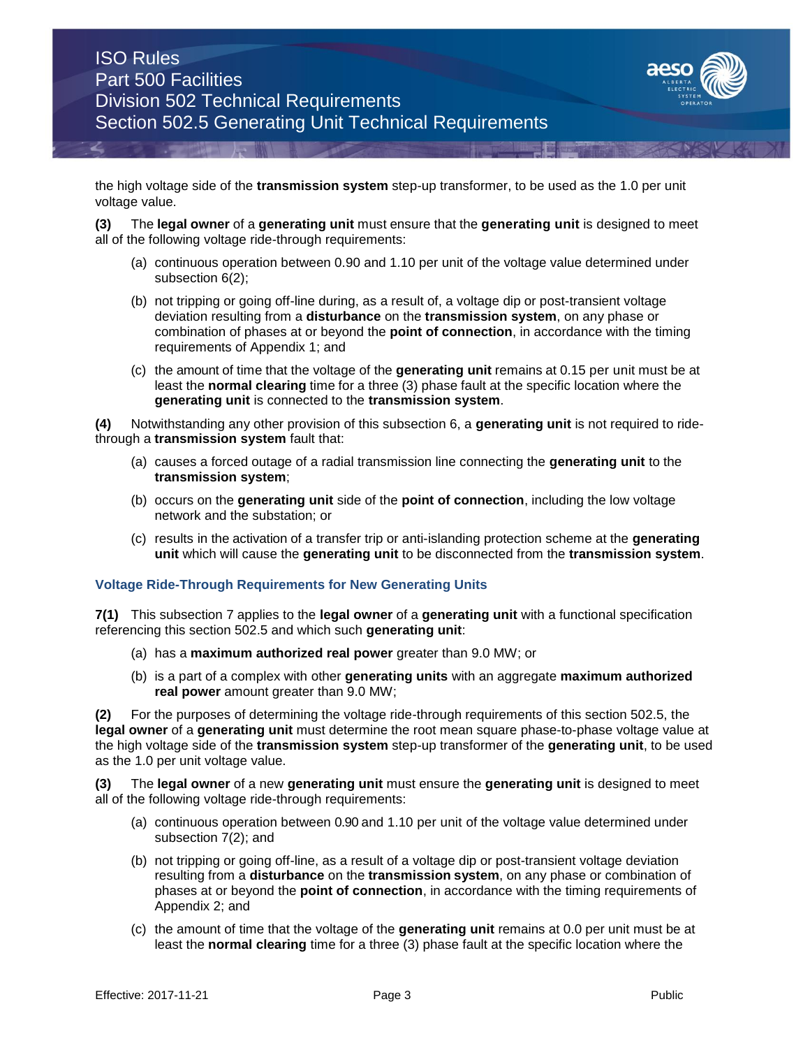the high voltage side of the **transmission system** step-up transformer, to be used as the 1.0 per unit voltage value.

**(3)** The **legal owner** of a **generating unit** must ensure that the **generating unit** is designed to meet all of the following voltage ride-through requirements:

(a) continuous operation between 0.90 and 1.10 per unit of the voltage value determined under subsection 6(2);

(b) not tripping or going off-line during, as a result of, a voltage dip or post-transient voltage deviation resulting from a **disturbance** on the **transmission system**, on any phase or combination of phases at or beyond the **point of connection**, in accordance with the timing requirements of Appendix 1; and

(c) the amount of time that the voltage of the **generating unit** remains at 0.15 per unit must be at least the **normal clearing** time for a three (3) phase fault at the specific location where the **generating unit** is connected to the **transmission system**.

**(4)** Notwithstanding any other provision of this subsection 6, a **generating unit** is not required to ride-through a **transmission system** fault that:

(a) causes a forced outage of a radial transmission line connecting the **generating unit** to the **transmission system**;

(b) occurs on the **generating unit** side of the **point of connection**, including the low voltage network and the substation; or

(c) results in the activation of a transfer trip or anti-islanding protection scheme at the **generating unit** which will cause the **generating unit** to be disconnected from the **transmission system**.

### Voltage Ride-Through Requirements for New Generating Units

**7(1)** This subsection 7 applies to the **legal owner** of a **generating unit** with a functional specification referencing this section 502.5 and which such **generating unit**:

(a) has a **maximum authorized real power** greater than 9.0 MW; or

(b) is a part of a complex with other **generating units** with an aggregate **maximum authorized real power** amount greater than 9.0 MW;

**(2)** For the purposes of determining the voltage ride-through requirements of this section 502.5, the **legal owner** of a **generating unit** must determine the root mean square phase-to-phase voltage value at the high voltage side of the **transmission system** step-up transformer of the **generating unit**, to be used as the 1.0 per unit voltage value.

**(3)** The **legal owner** of a new **generating unit** must ensure the **generating unit** is designed to meet all of the following voltage ride-through requirements:

(a) continuous operation between 0.90 and 1.10 per unit of the voltage value determined under subsection 7(2); and

(b) not tripping or going off-line, as a result of a voltage dip or post-transient voltage deviation resulting from a **disturbance** on the **transmission system**, on any phase or combination of phases at or beyond the **point of connection**, in accordance with the timing requirements of Appendix 2; and

(c) the amount of time that the voltage of the **generating unit** remains at 0.0 per unit must be at least the **normal clearing** time for a three (3) phase fault at the specific location where the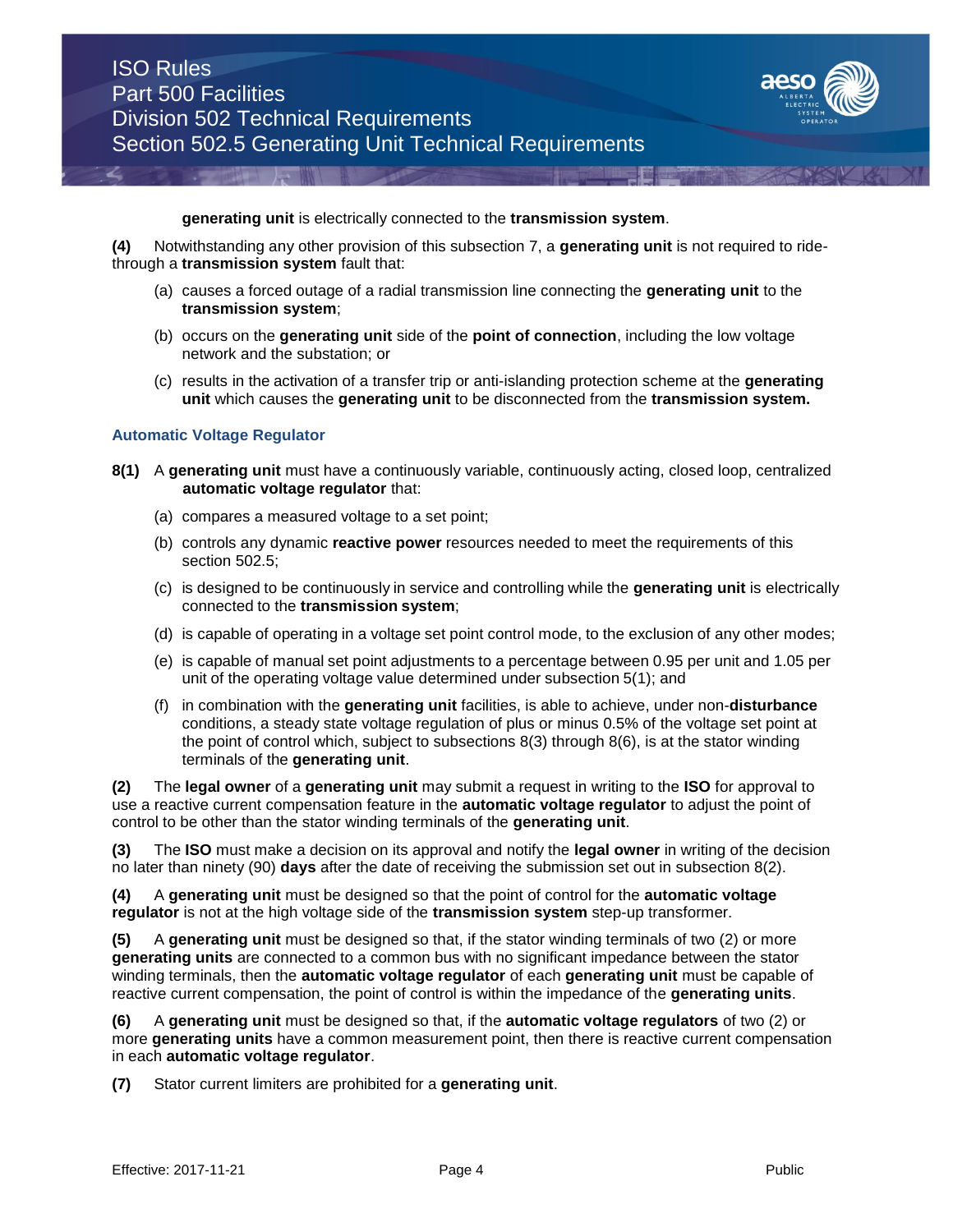**generating unit** is electrically connected to the **transmission system**.

**(4)** Notwithstanding any other provision of this subsection 7, a **generating unit** is not required to ride-through a **transmission system** fault that:

(a) causes a forced outage of a radial transmission line connecting the **generating unit** to the **transmission system**;

(b) occurs on the **generating unit** side of the **point of connection**, including the low voltage network and the substation; or

(c) results in the activation of a transfer trip or anti-islanding protection scheme at the **generating unit** which causes the **generating unit** to be disconnected from the **transmission system.**

### Automatic Voltage Regulator

**8(1)** A **generating unit** must have a continuously variable, continuously acting, closed loop, centralized **automatic voltage regulator** that:

(a) compares a measured voltage to a set point;

(b) controls any dynamic **reactive power** resources needed to meet the requirements of this section 502.5;

(c) is designed to be continuously in service and controlling while the **generating unit** is electrically connected to the **transmission system**;

(d) is capable of operating in a voltage set point control mode, to the exclusion of any other modes;

(e) is capable of manual set point adjustments to a percentage between 0.95 per unit and 1.05 per unit of the operating voltage value determined under subsection 5(1); and

(f) in combination with the **generating unit** facilities, is able to achieve, under non-**disturbance** conditions, a steady state voltage regulation of plus or minus 0.5% of the voltage set point at the point of control which, subject to subsections 8(3) through 8(6), is at the stator winding terminals of the **generating unit**.

**(2)** The **legal owner** of a **generating unit** may submit a request in writing to the **ISO** for approval to use a reactive current compensation feature in the **automatic voltage regulator** to adjust the point of control to be other than the stator winding terminals of the **generating unit**.

**(3)** The **ISO** must make a decision on its approval and notify the **legal owner** in writing of the decision no later than ninety (90) **days** after the date of receiving the submission set out in subsection 8(2).

**(4)** A **generating unit** must be designed so that the point of control for the **automatic voltage regulator** is not at the high voltage side of the **transmission system** step-up transformer.

**(5)** A **generating unit** must be designed so that, if the stator winding terminals of two (2) or more **generating units** are connected to a common bus with no significant impedance between the stator winding terminals, then the **automatic voltage regulator** of each **generating unit** must be capable of reactive current compensation, the point of control is within the impedance of the **generating units**.

**(6)** A **generating unit** must be designed so that, if the **automatic voltage regulators** of two (2) or more **generating units** have a common measurement point, then there is reactive current compensation in each **automatic voltage regulator**.

**(7)** Stator current limiters are prohibited for a **generating unit**.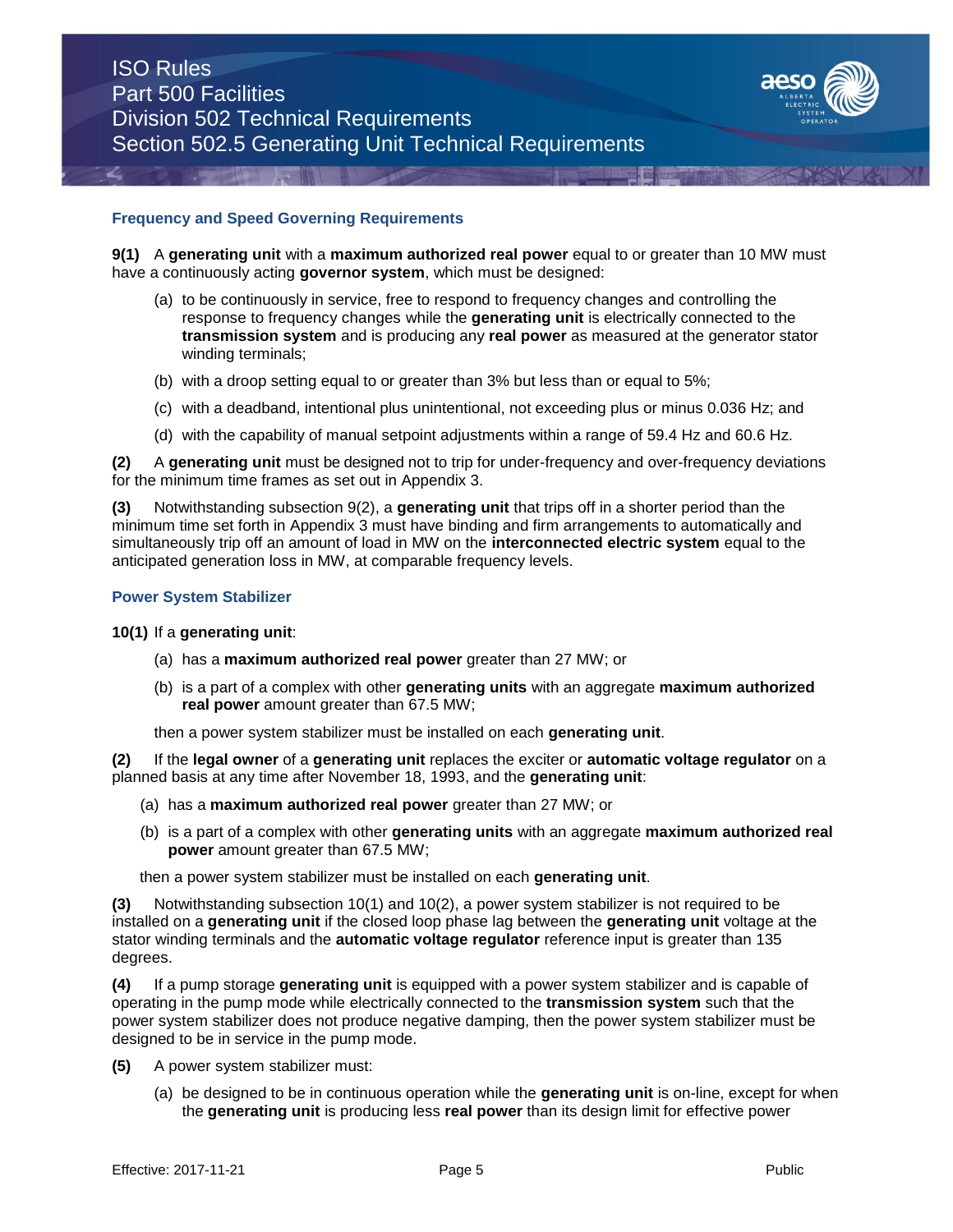### Frequency and Speed Governing Requirements

**9(1)** A **generating unit** with a **maximum authorized real power** equal to or greater than 10 MW must have a continuously acting **governor system**, which must be designed:

(a) to be continuously in service, free to respond to frequency changes and controlling the response to frequency changes while the **generating unit** is electrically connected to the **transmission system** and is producing any **real power** as measured at the generator stator winding terminals;

(b) with a droop setting equal to or greater than 3% but less than or equal to 5%;

(c) with a deadband, intentional plus unintentional, not exceeding plus or minus 0.036 Hz; and

(d) with the capability of manual setpoint adjustments within a range of 59.4 Hz and 60.6 Hz.

**(2)** A **generating unit** must be designed not to trip for under-frequency and over-frequency deviations for the minimum time frames as set out in Appendix 3.

**(3)** Notwithstanding subsection 9(2), a **generating unit** that trips off in a shorter period than the minimum time set forth in Appendix 3 must have binding and firm arrangements to automatically and simultaneously trip off an amount of load in MW on the **interconnected electric system** equal to the anticipated generation loss in MW, at comparable frequency levels.

### Power System Stabilizer

**10(1)** If a **generating unit**:

(a) has a **maximum authorized real power** greater than 27 MW; or

(b) is a part of a complex with other **generating units** with an aggregate **maximum authorized real power** amount greater than 67.5 MW;

then a power system stabilizer must be installed on each **generating unit**.

**(2)** If the **legal owner** of a **generating unit** replaces the exciter or **automatic voltage regulator** on a planned basis at any time after November 18, 1993, and the **generating unit**:

(a) has a **maximum authorized real power** greater than 27 MW; or

(b) is a part of a complex with other **generating units** with an aggregate **maximum authorized real power** amount greater than 67.5 MW;

then a power system stabilizer must be installed on each **generating unit**.

**(3)** Notwithstanding subsection 10(1) and 10(2), a power system stabilizer is not required to be installed on a **generating unit** if the closed loop phase lag between the **generating unit** voltage at the stator winding terminals and the **automatic voltage regulator** reference input is greater than 135 degrees.

**(4)** If a pump storage **generating unit** is equipped with a power system stabilizer and is capable of operating in the pump mode while electrically connected to the **transmission system** such that the power system stabilizer does not produce negative damping, then the power system stabilizer must be designed to be in service in the pump mode.

**(5)** A power system stabilizer must:

(a) be designed to be in continuous operation while the **generating unit** is on-line, except for when the **generating unit** is producing less **real power** than its design limit for effective power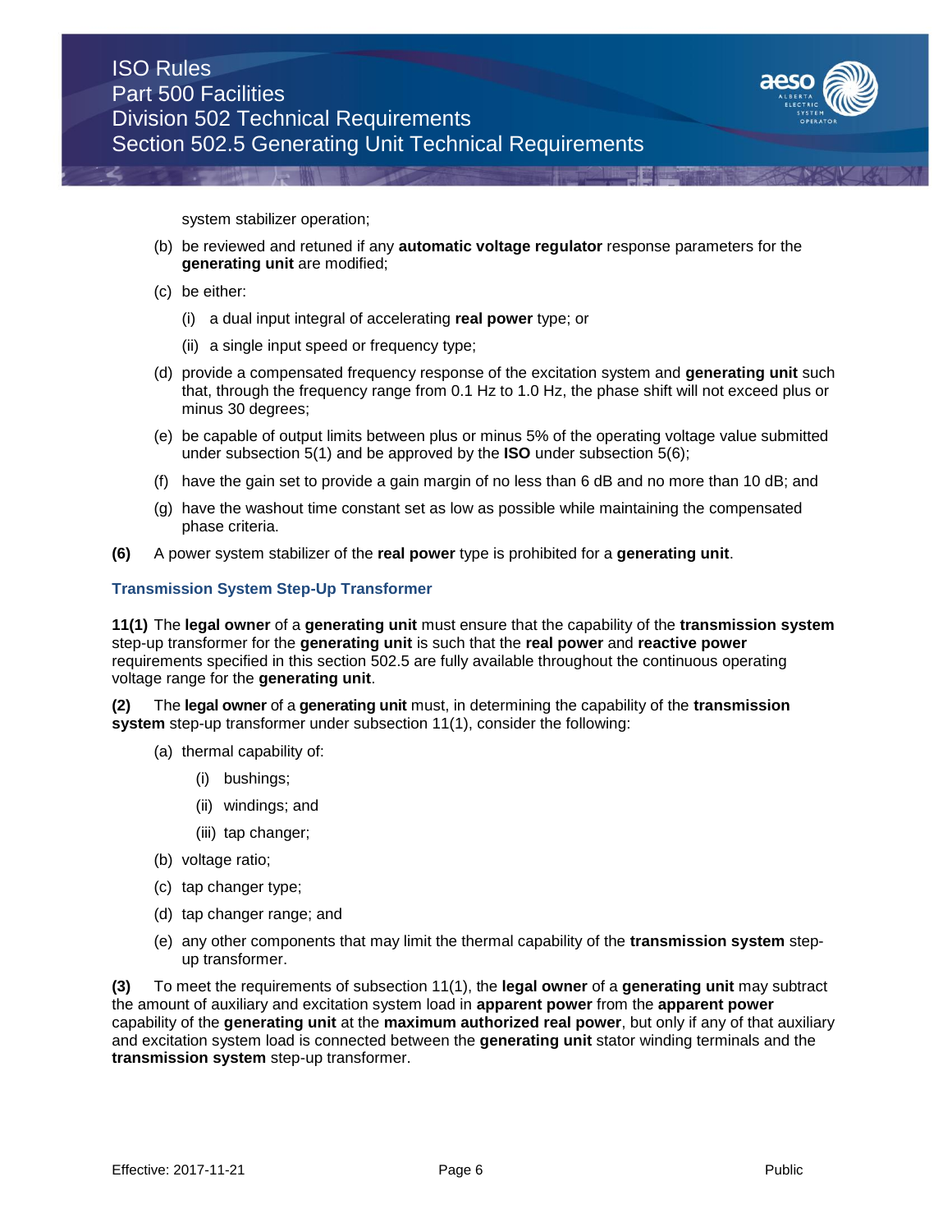system stabilizer operation;

(b) be reviewed and retuned if any **automatic voltage regulator** response parameters for the **generating unit** are modified;

(c) be either:

 (i) a dual input integral of accelerating **real power** type; or

 (ii) a single input speed or frequency type;

(d) provide a compensated frequency response of the excitation system and **generating unit** such that, through the frequency range from 0.1 Hz to 1.0 Hz, the phase shift will not exceed plus or minus 30 degrees;

(e) be capable of output limits between plus or minus 5% of the operating voltage value submitted under subsection 5(1) and be approved by the **ISO** under subsection 5(6);

(f) have the gain set to provide a gain margin of no less than 6 dB and no more than 10 dB; and

(g) have the washout time constant set as low as possible while maintaining the compensated phase criteria.

**(6)** A power system stabilizer of the **real power** type is prohibited for a **generating unit**.

### Transmission System Step-Up Transformer

**11(1)** The **legal owner** of a **generating unit** must ensure that the capability of the **transmission system** step-up transformer for the **generating unit** is such that the **real power** and **reactive power** requirements specified in this section 502.5 are fully available throughout the continuous operating voltage range for the **generating unit**.

**(2)** The **legal owner** of a **generating unit** must, in determining the capability of the **transmission system** step-up transformer under subsection 11(1), consider the following:

(a) thermal capability of:

 (i) bushings;

 (ii) windings; and

 (iii) tap changer;

(b) voltage ratio;

(c) tap changer type;

(d) tap changer range; and

(e) any other components that may limit the thermal capability of the **transmission system** step-up transformer.

**(3)** To meet the requirements of subsection 11(1), the **legal owner** of a **generating unit** may subtract the amount of auxiliary and excitation system load in **apparent power** from the **apparent power** capability of the **generating unit** at the **maximum authorized real power**, but only if any of that auxiliary and excitation system load is connected between the **generating unit** stator winding terminals and the **transmission system** step-up transformer.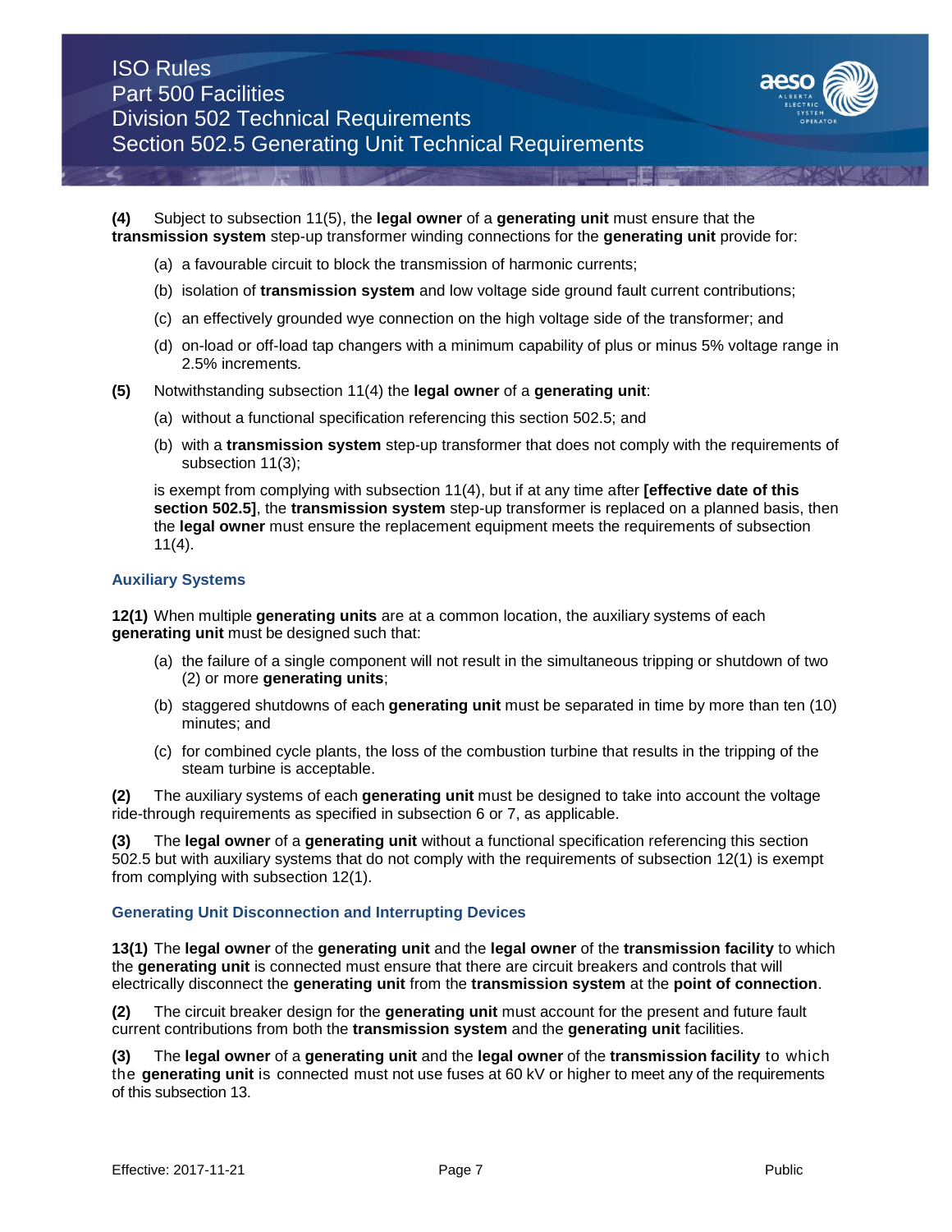**(4)** Subject to subsection 11(5), the **legal owner** of a **generating unit** must ensure that the **transmission system** step-up transformer winding connections for the **generating unit** provide for:

(a) a favourable circuit to block the transmission of harmonic currents;

(b) isolation of **transmission system** and low voltage side ground fault current contributions;

(c) an effectively grounded wye connection on the high voltage side of the transformer; and

(d) on-load or off-load tap changers with a minimum capability of plus or minus 5% voltage range in 2.5% increments.

**(5)** Notwithstanding subsection 11(4) the **legal owner** of a **generating unit**:

(a) without a functional specification referencing this section 502.5; and

(b) with a **transmission system** step-up transformer that does not comply with the requirements of subsection 11(3);

is exempt from complying with subsection 11(4), but if at any time after **[effective date of this section 502.5]**, the **transmission system** step-up transformer is replaced on a planned basis, then the **legal owner** must ensure the replacement equipment meets the requirements of subsection 11(4).

### Auxiliary Systems

**12(1)** When multiple **generating units** are at a common location, the auxiliary systems of each **generating unit** must be designed such that:

(a) the failure of a single component will not result in the simultaneous tripping or shutdown of two (2) or more **generating units**;

(b) staggered shutdowns of each **generating unit** must be separated in time by more than ten (10) minutes; and

(c) for combined cycle plants, the loss of the combustion turbine that results in the tripping of the steam turbine is acceptable.

**(2)** The auxiliary systems of each **generating unit** must be designed to take into account the voltage ride-through requirements as specified in subsection 6 or 7, as applicable.

**(3)** The **legal owner** of a **generating unit** without a functional specification referencing this section 502.5 but with auxiliary systems that do not comply with the requirements of subsection 12(1) is exempt from complying with subsection 12(1).

### Generating Unit Disconnection and Interrupting Devices

**13(1)** The **legal owner** of the **generating unit** and the **legal owner** of the **transmission facility** to which the **generating unit** is connected must ensure that there are circuit breakers and controls that will electrically disconnect the **generating unit** from the **transmission system** at the **point of connection**.

**(2)** The circuit breaker design for the **generating unit** must account for the present and future fault current contributions from both the **transmission system** and the **generating unit** facilities.

**(3)** The **legal owner** of a **generating unit** and the **legal owner** of the **transmission facility** to which the **generating unit** is connected must not use fuses at 60 kV or higher to meet any of the requirements of this subsection 13.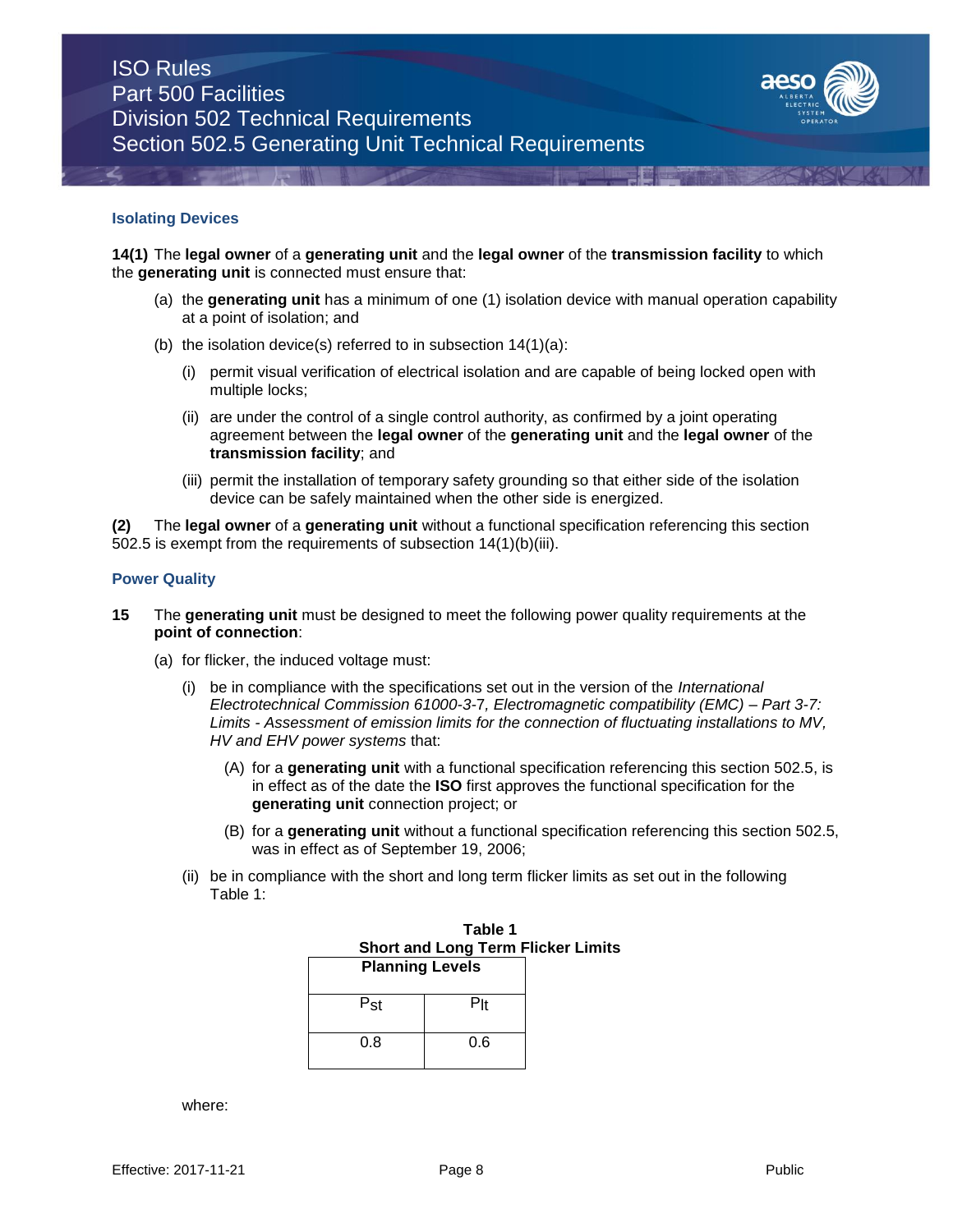### Isolating Devices

**14(1)** The **legal owner** of a **generating unit** and the **legal owner** of the **transmission facility** to which the **generating unit** is connected must ensure that:

(a) the **generating unit** has a minimum of one (1) isolation device with manual operation capability at a point of isolation; and

(b) the isolation device(s) referred to in subsection 14(1)(a):

(i) permit visual verification of electrical isolation and are capable of being locked open with multiple locks;

(ii) are under the control of a single control authority, as confirmed by a joint operating agreement between the **legal owner** of the **generating unit** and the **legal owner** of the **transmission facility**; and

(iii) permit the installation of temporary safety grounding so that either side of the isolation device can be safely maintained when the other side is energized.

**(2)** The **legal owner** of a **generating unit** without a functional specification referencing this section 502.5 is exempt from the requirements of subsection 14(1)(b)(iii).

### Power Quality

**15** The **generating unit** must be designed to meet the following power quality requirements at the **point of connection**:

(a) for flicker, the induced voltage must:

(i) be in compliance with the specifications set out in the version of the *International Electrotechnical Commission 61000-3-*7, *Electromagnetic compatibility (EMC) – Part 3-7: Limits - Assessment of emission limits for the connection of fluctuating installations to MV, HV and EHV power systems* that:

(A) for a **generating unit** with a functional specification referencing this section 502.5, is in effect as of the date the **ISO** first approves the functional specification for the **generating unit** connection project; or

(B) for a **generating unit** without a functional specification referencing this section 502.5, was in effect as of September 19, 2006;

(ii) be in compliance with the short and long term flicker limits as set out in the following Table 1:

**Table 1**
**Short and Long Term Flicker Limits**

| **Planning Levels** | |
|---|---|
| $P_{st}$ | $P_{lt}$ |
| 0.8 | 0.6 |

where: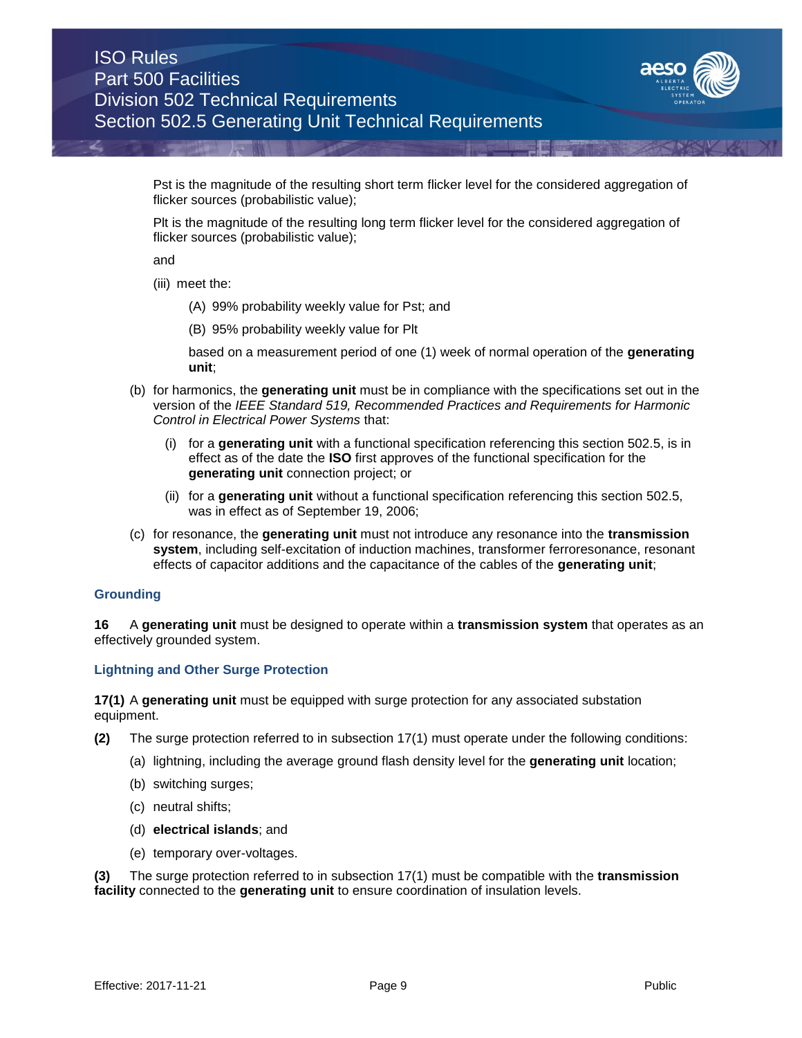Pst is the magnitude of the resulting short term flicker level for the considered aggregation of flicker sources (probabilistic value);

Plt is the magnitude of the resulting long term flicker level for the considered aggregation of flicker sources (probabilistic value);

and

(iii) meet the:

(A) 99% probability weekly value for Pst; and

(B) 95% probability weekly value for Plt

based on a measurement period of one (1) week of normal operation of the **generating unit**;

(b) for harmonics, the **generating unit** must be in compliance with the specifications set out in the version of the *IEEE Standard 519, Recommended Practices and Requirements for Harmonic Control in Electrical Power Systems* that:

(i) for a **generating unit** with a functional specification referencing this section 502.5, is in effect as of the date the **ISO** first approves of the functional specification for the **generating unit** connection project; or

(ii) for a **generating unit** without a functional specification referencing this section 502.5, was in effect as of September 19, 2006;

(c) for resonance, the **generating unit** must not introduce any resonance into the **transmission system**, including self-excitation of induction machines, transformer ferroresonance, resonant effects of capacitor additions and the capacitance of the cables of the **generating unit**;

### Grounding

**16** A **generating unit** must be designed to operate within a **transmission system** that operates as an effectively grounded system.

### Lightning and Other Surge Protection

**17(1)** A **generating unit** must be equipped with surge protection for any associated substation equipment.

**(2)** The surge protection referred to in subsection 17(1) must operate under the following conditions:

(a) lightning, including the average ground flash density level for the **generating unit** location;

(b) switching surges;

(c) neutral shifts;

(d) **electrical islands**; and

(e) temporary over-voltages.

**(3)** The surge protection referred to in subsection 17(1) must be compatible with the **transmission facility** connected to the **generating unit** to ensure coordination of insulation levels.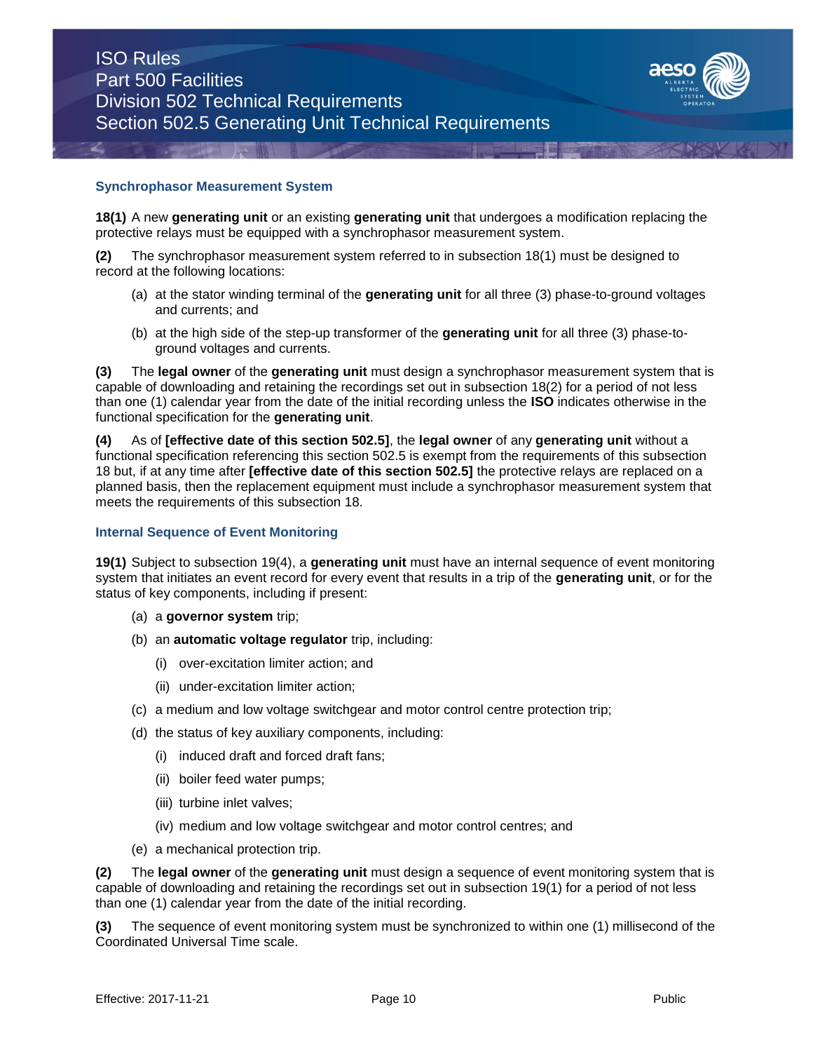### Synchrophasor Measurement System

**18(1)** A new **generating unit** or an existing **generating unit** that undergoes a modification replacing the protective relays must be equipped with a synchrophasor measurement system.

**(2)** The synchrophasor measurement system referred to in subsection 18(1) must be designed to record at the following locations:

(a) at the stator winding terminal of the **generating unit** for all three (3) phase-to-ground voltages and currents; and

(b) at the high side of the step-up transformer of the **generating unit** for all three (3) phase-to-ground voltages and currents.

**(3)** The **legal owner** of the **generating unit** must design a synchrophasor measurement system that is capable of downloading and retaining the recordings set out in subsection 18(2) for a period of not less than one (1) calendar year from the date of the initial recording unless the **ISO** indicates otherwise in the functional specification for the **generating unit**.

**(4)** As of **[effective date of this section 502.5]**, the **legal owner** of any **generating unit** without a functional specification referencing this section 502.5 is exempt from the requirements of this subsection 18 but, if at any time after **[effective date of this section 502.5]** the protective relays are replaced on a planned basis, then the replacement equipment must include a synchrophasor measurement system that meets the requirements of this subsection 18.

### Internal Sequence of Event Monitoring

**19(1)** Subject to subsection 19(4), a **generating unit** must have an internal sequence of event monitoring system that initiates an event record for every event that results in a trip of the **generating unit**, or for the status of key components, including if present:

(a) a **governor system** trip;

(b) an **automatic voltage regulator** trip, including:

   (i) over-excitation limiter action; and

   (ii) under-excitation limiter action;

(c) a medium and low voltage switchgear and motor control centre protection trip;

(d) the status of key auxiliary components, including:

   (i) induced draft and forced draft fans;

   (ii) boiler feed water pumps;

   (iii) turbine inlet valves;

   (iv) medium and low voltage switchgear and motor control centres; and

(e) a mechanical protection trip.

**(2)** The **legal owner** of the **generating unit** must design a sequence of event monitoring system that is capable of downloading and retaining the recordings set out in subsection 19(1) for a period of not less than one (1) calendar year from the date of the initial recording.

**(3)** The sequence of event monitoring system must be synchronized to within one (1) millisecond of the Coordinated Universal Time scale.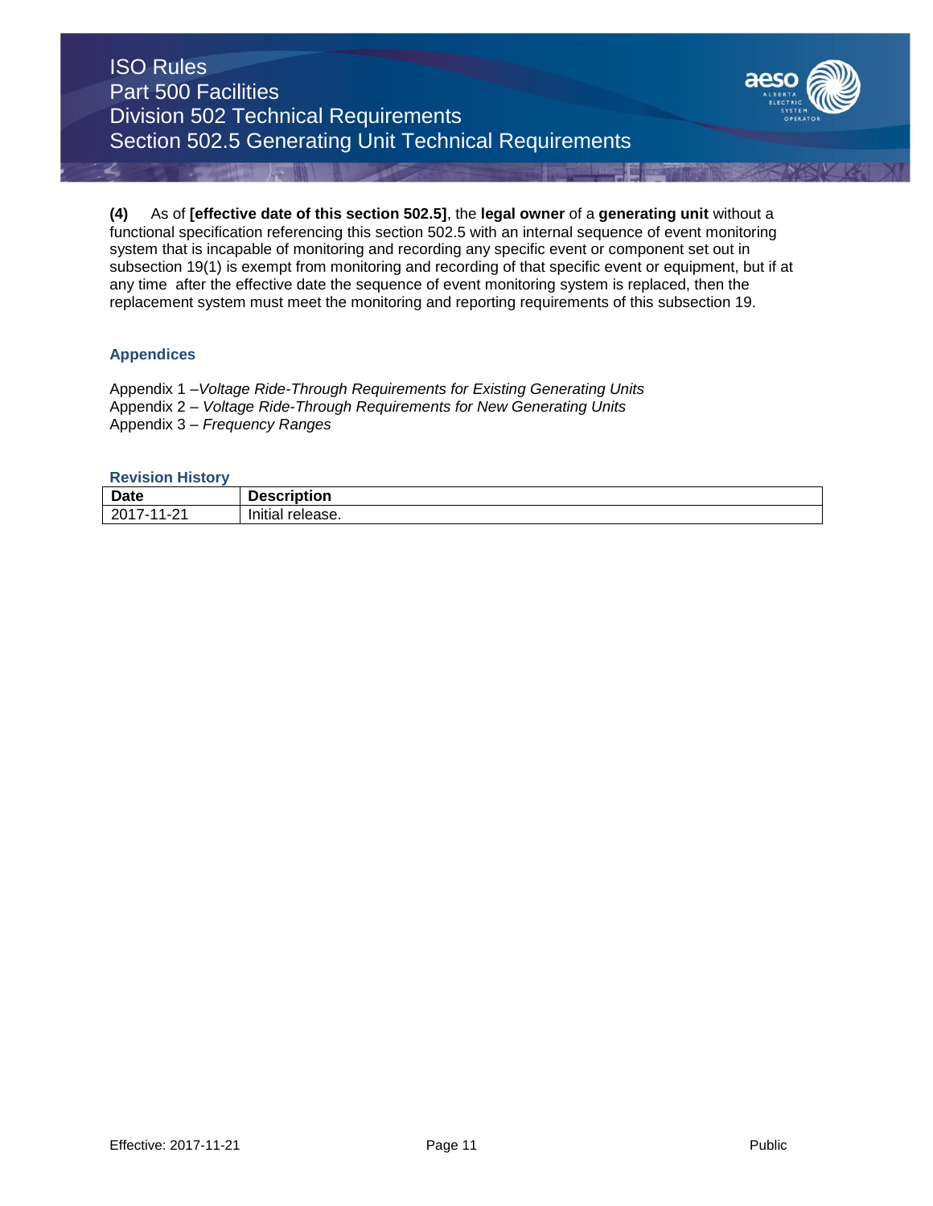**(4)** As of **[effective date of this section 502.5]**, the **legal owner** of a **generating unit** without a functional specification referencing this section 502.5 with an internal sequence of event monitoring system that is incapable of monitoring and recording any specific event or component set out in subsection 19(1) is exempt from monitoring and recording of that specific event or equipment, but if at any time after the effective date the sequence of event monitoring system is replaced, then the replacement system must meet the monitoring and reporting requirements of this subsection 19.

## Appendices

Appendix 1 –*Voltage Ride-Through Requirements for Existing Generating Units*
Appendix 2 – *Voltage Ride-Through Requirements for New Generating Units*
Appendix 3 – *Frequency Ranges*

## Revision History

| Date | Description |
|---|---|
| 2017-11-21 | Initial release. |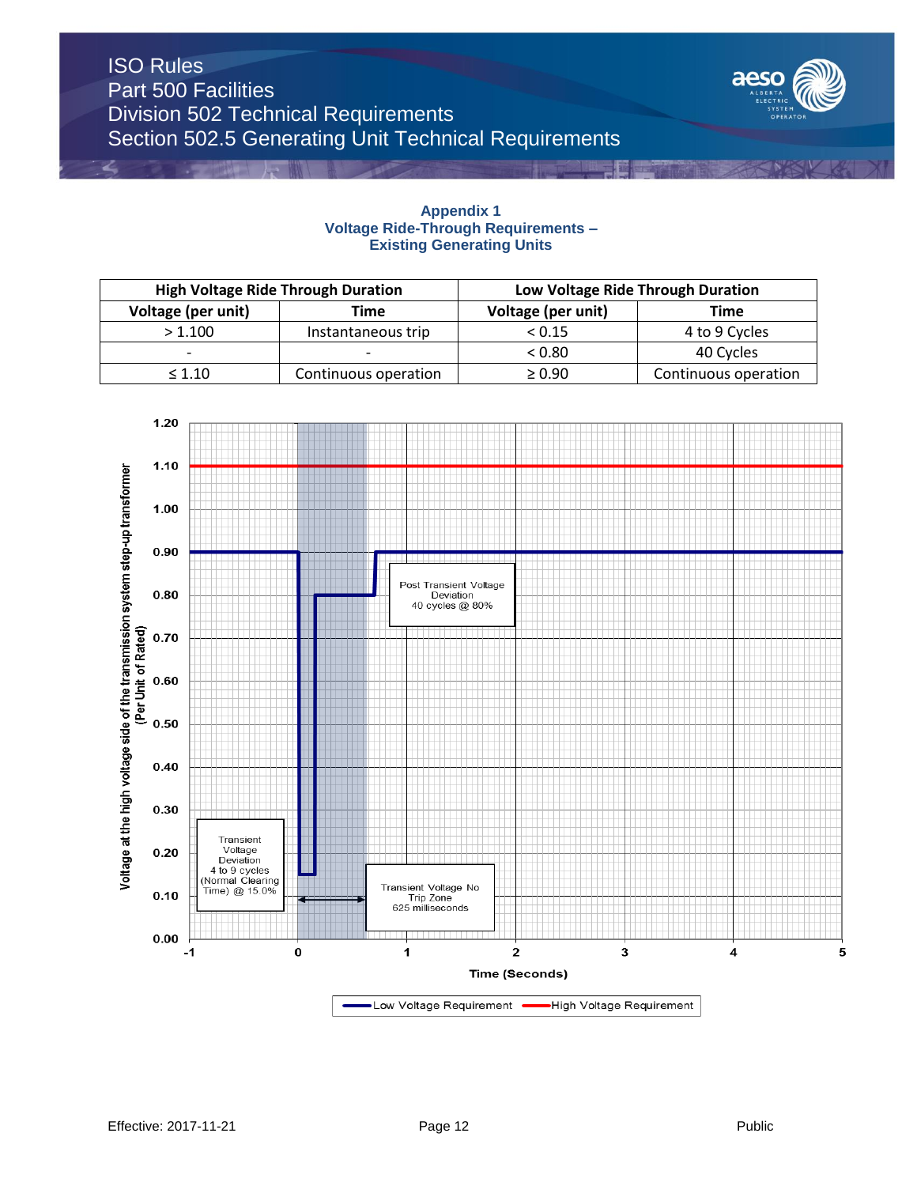## Appendix 1
## Voltage Ride-Through Requirements – Existing Generating Units

| High Voltage Ride Through Duration | | Low Voltage Ride Through Duration | |
|---|---|---|---|
| **Voltage (per unit)** | **Time** | **Voltage (per unit)** | **Time** |
| > 1.100 | Instantaneous trip | < 0.15 | 4 to 9 Cycles |
| - | - | < 0.80 | 40 Cycles |
| ≤ 1.10 | Continuous operation | ≥ 0.90 | Continuous operation |

Voltage at the high voltage side of the transmission system step-up transformer (Per Unit of Rated)

Transient Voltage Deviation 4 to 9 cycles (Normal Clearing Time) @ 15.0%

Transient Voltage No Trip Zone 625 milliseconds

Post Transient Voltage Deviation 40 cycles @ 80%

Time (Seconds)

Low Voltage Requirement | High Voltage Requirement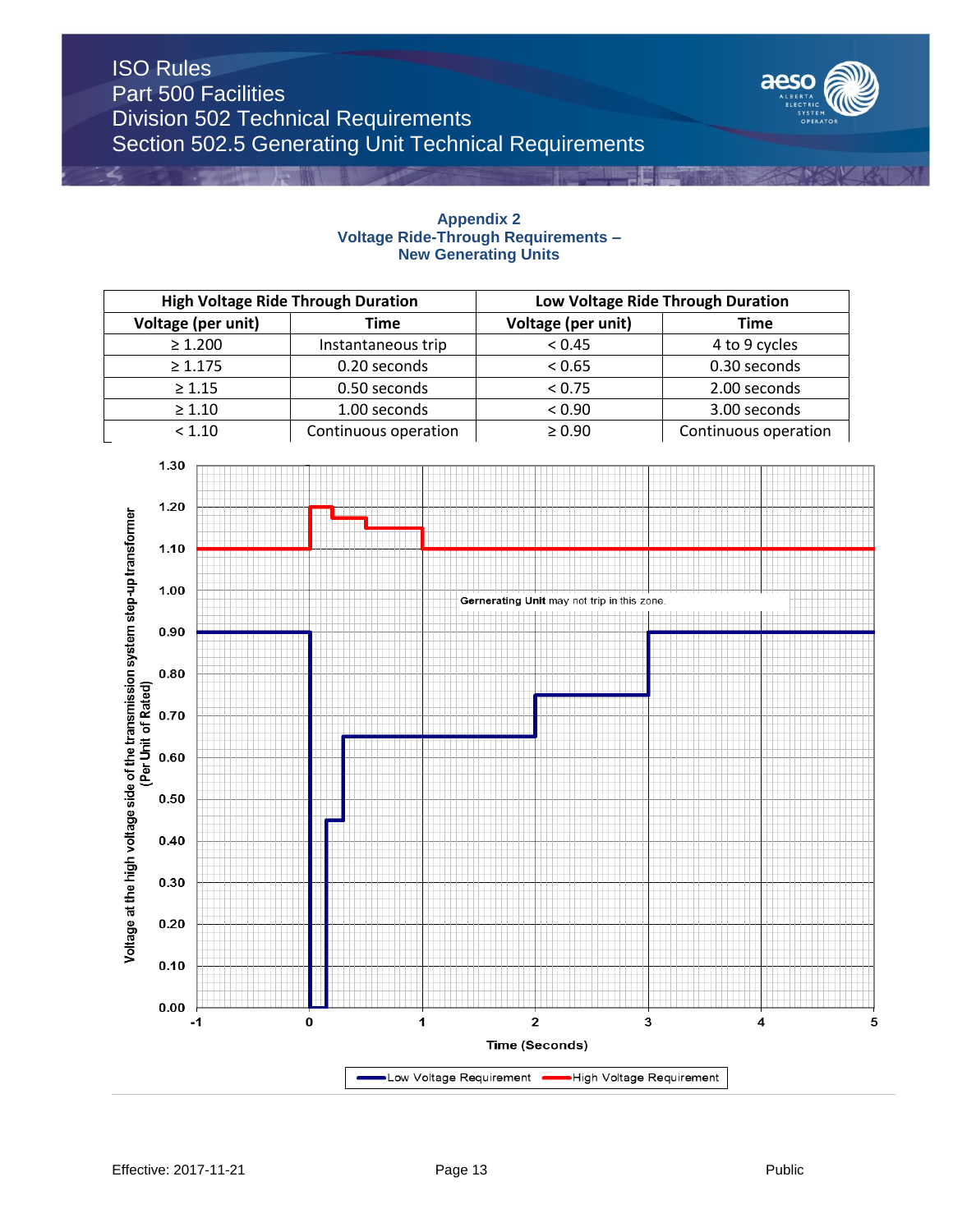## Appendix 2
## Voltage Ride-Through Requirements – New Generating Units

| High Voltage Ride Through Duration | | Low Voltage Ride Through Duration | |
|---|---|---|---|
| Voltage (per unit) | Time | Voltage (per unit) | Time |
| ≥ 1.200 | Instantaneous trip | < 0.45 | 4 to 9 cycles |
| ≥ 1.175 | 0.20 seconds | < 0.65 | 0.30 seconds |
| ≥ 1.15 | 0.50 seconds | < 0.75 | 2.00 seconds |
| ≥ 1.10 | 1.00 seconds | < 0.90 | 3.00 seconds |
| < 1.10 | Continuous operation | ≥ 0.90 | Continuous operation |

Gernerating Unit may not trip in this zone.

Voltage at the high voltage side of the transmission system step-up transformer (Per Unit of Rated)

Time (Seconds)

Low Voltage Requirement — High Voltage Requirement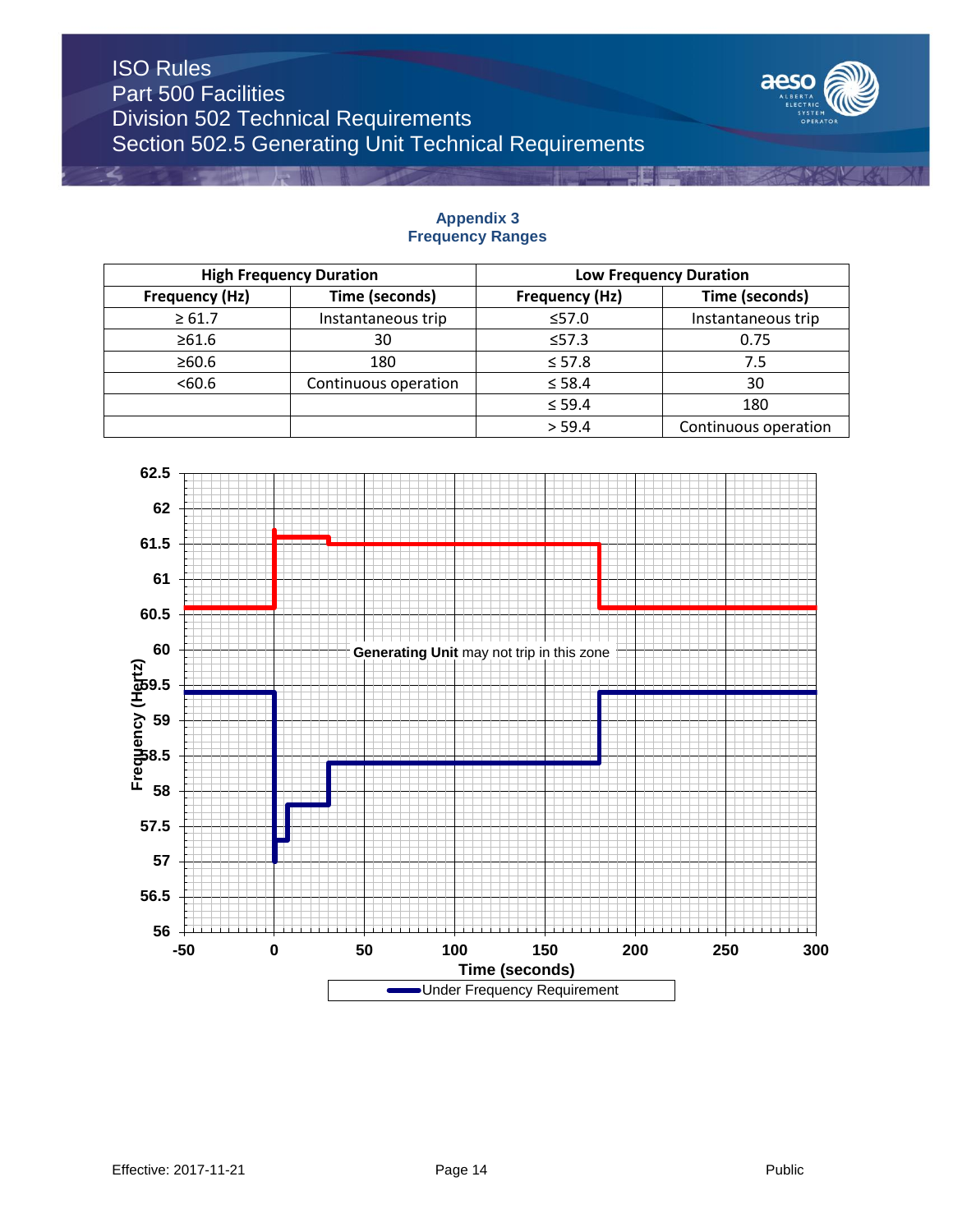## Appendix 3
## Frequency Ranges

| High Frequency Duration | | Low Frequency Duration | |
|---|---|---|---|
| Frequency (Hz) | Time (seconds) | Frequency (Hz) | Time (seconds) |
| ≥ 61.7 | Instantaneous trip | ≤57.0 | Instantaneous trip |
| ≥61.6 | 30 | ≤57.3 | 0.75 |
| ≥60.6 | 180 | ≤ 57.8 | 7.5 |
| <60.6 | Continuous operation | ≤ 58.4 | 30 |
| | | ≤ 59.4 | 180 |
| | | > 59.4 | Continuous operation |

62.5
62
61.5
61
60.5
60
59.5
59
58.5
58
57.5
57
56.5
56

Frequency (Hertz)

**Generating Unit** may not trip in this zone

-50
0
50
100
150
200
250
300

Time (seconds)

Under Frequency Requirement